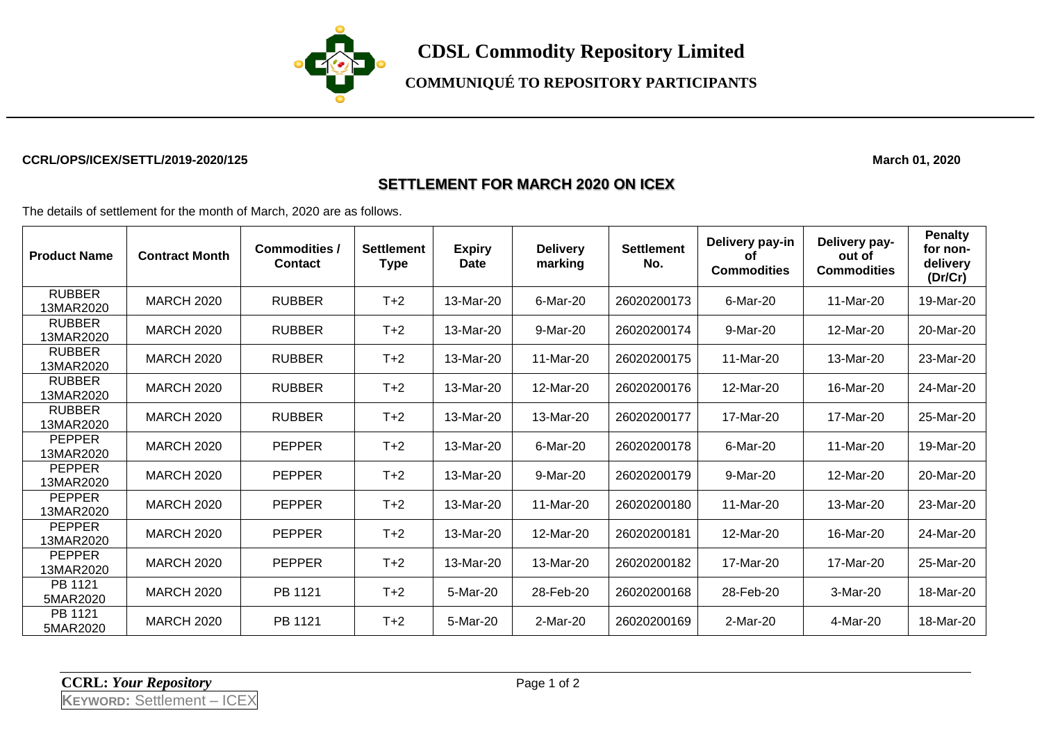# CDSL Commodity Repository Limited

## COMMUNIQUÉ TO REPOSITORY PARTICIPANTS

**CCRL/OPS/ICEX/SETTL/2019-2020/125** **March 01, 2020**

## SETTLEMENT FOR MARCH 2020 ON ICEX

The details of settlement for the month of March, 2020 are as follows.

| Product Name | Contract Month | Commodities / Contact | Settlement Type | Expiry Date | Delivery marking | Settlement No. | Delivery pay-in of Commodities | Delivery pay-out of Commodities | Penalty for non-delivery (Dr/Cr) |
|---|---|---|---|---|---|---|---|---|---|
| RUBBER 13MAR2020 | MARCH 2020 | RUBBER | T+2 | 13-Mar-20 | 6-Mar-20 | 26020200173 | 6-Mar-20 | 11-Mar-20 | 19-Mar-20 |
| RUBBER 13MAR2020 | MARCH 2020 | RUBBER | T+2 | 13-Mar-20 | 9-Mar-20 | 26020200174 | 9-Mar-20 | 12-Mar-20 | 20-Mar-20 |
| RUBBER 13MAR2020 | MARCH 2020 | RUBBER | T+2 | 13-Mar-20 | 11-Mar-20 | 26020200175 | 11-Mar-20 | 13-Mar-20 | 23-Mar-20 |
| RUBBER 13MAR2020 | MARCH 2020 | RUBBER | T+2 | 13-Mar-20 | 12-Mar-20 | 26020200176 | 12-Mar-20 | 16-Mar-20 | 24-Mar-20 |
| RUBBER 13MAR2020 | MARCH 2020 | RUBBER | T+2 | 13-Mar-20 | 13-Mar-20 | 26020200177 | 17-Mar-20 | 17-Mar-20 | 25-Mar-20 |
| PEPPER 13MAR2020 | MARCH 2020 | PEPPER | T+2 | 13-Mar-20 | 6-Mar-20 | 26020200178 | 6-Mar-20 | 11-Mar-20 | 19-Mar-20 |
| PEPPER 13MAR2020 | MARCH 2020 | PEPPER | T+2 | 13-Mar-20 | 9-Mar-20 | 26020200179 | 9-Mar-20 | 12-Mar-20 | 20-Mar-20 |
| PEPPER 13MAR2020 | MARCH 2020 | PEPPER | T+2 | 13-Mar-20 | 11-Mar-20 | 26020200180 | 11-Mar-20 | 13-Mar-20 | 23-Mar-20 |
| PEPPER 13MAR2020 | MARCH 2020 | PEPPER | T+2 | 13-Mar-20 | 12-Mar-20 | 26020200181 | 12-Mar-20 | 16-Mar-20 | 24-Mar-20 |
| PEPPER 13MAR2020 | MARCH 2020 | PEPPER | T+2 | 13-Mar-20 | 13-Mar-20 | 26020200182 | 17-Mar-20 | 17-Mar-20 | 25-Mar-20 |
| PB 1121 5MAR2020 | MARCH 2020 | PB 1121 | T+2 | 5-Mar-20 | 28-Feb-20 | 26020200168 | 28-Feb-20 | 3-Mar-20 | 18-Mar-20 |
| PB 1121 5MAR2020 | MARCH 2020 | PB 1121 | T+2 | 5-Mar-20 | 2-Mar-20 | 26020200169 | 2-Mar-20 | 4-Mar-20 | 18-Mar-20 |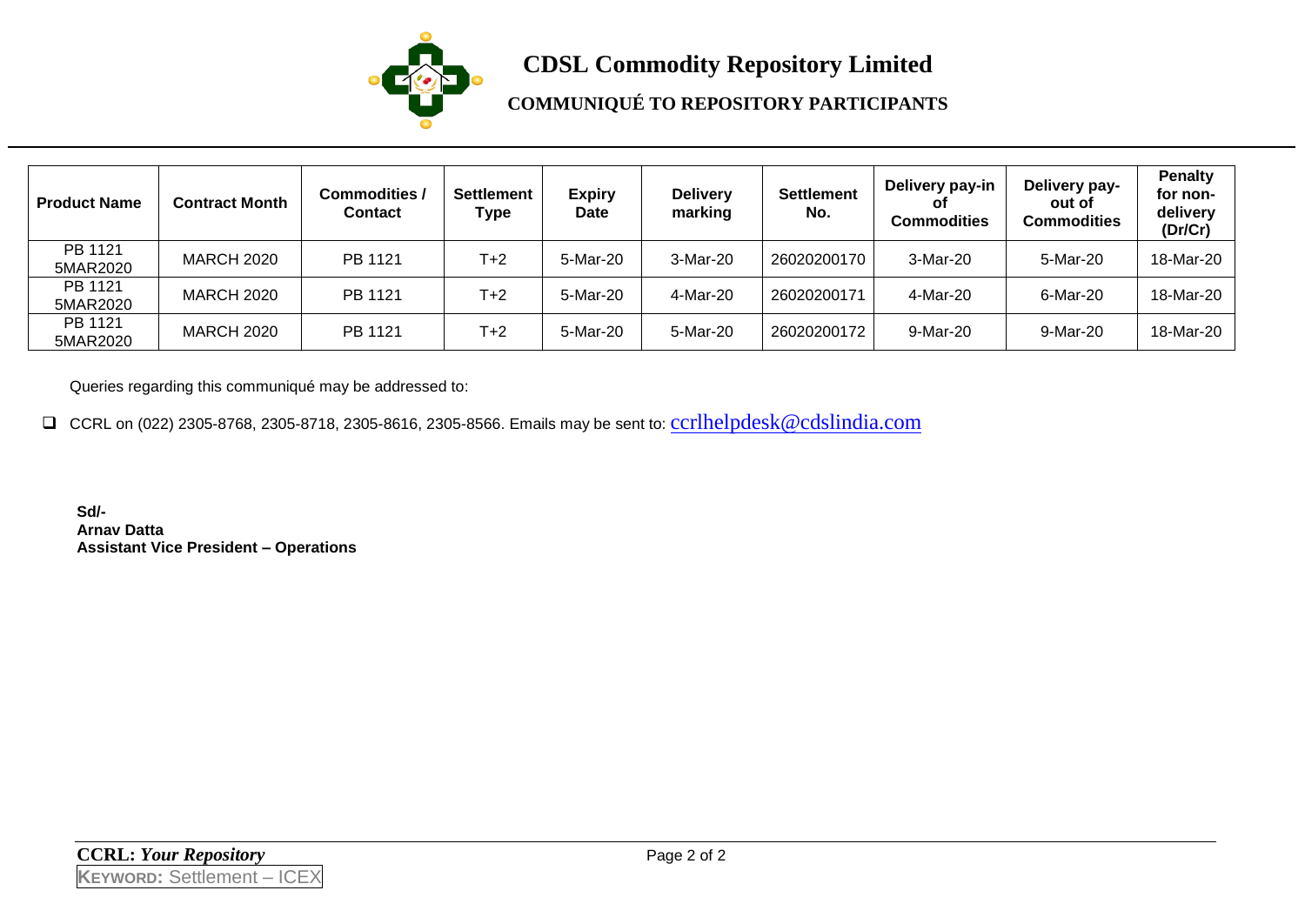# CDSL Commodity Repository Limited

## COMMUNIQUÉ TO REPOSITORY PARTICIPANTS

| Product Name | Contract Month | Commodities / Contact | Settlement Type | Expiry Date | Delivery marking | Settlement No. | Delivery pay-in of Commodities | Delivery pay-out of Commodities | Penalty for non-delivery (Dr/Cr) |
|---|---|---|---|---|---|---|---|---|---|
| PB 1121 5MAR2020 | MARCH 2020 | PB 1121 | T+2 | 5-Mar-20 | 3-Mar-20 | 26020200170 | 3-Mar-20 | 5-Mar-20 | 18-Mar-20 |
| PB 1121 5MAR2020 | MARCH 2020 | PB 1121 | T+2 | 5-Mar-20 | 4-Mar-20 | 26020200171 | 4-Mar-20 | 6-Mar-20 | 18-Mar-20 |
| PB 1121 5MAR2020 | MARCH 2020 | PB 1121 | T+2 | 5-Mar-20 | 5-Mar-20 | 26020200172 | 9-Mar-20 | 9-Mar-20 | 18-Mar-20 |

Queries regarding this communiqué may be addressed to:

- CCRL on (022) 2305-8768, 2305-8718, 2305-8616, 2305-8566. Emails may be sent to: ccrlhelpdesk@cdslindia.com

**Sd/-**
**Arnav Datta**
**Assistant Vice President – Operations**

**KEYWORD:** Settlement – ICEX